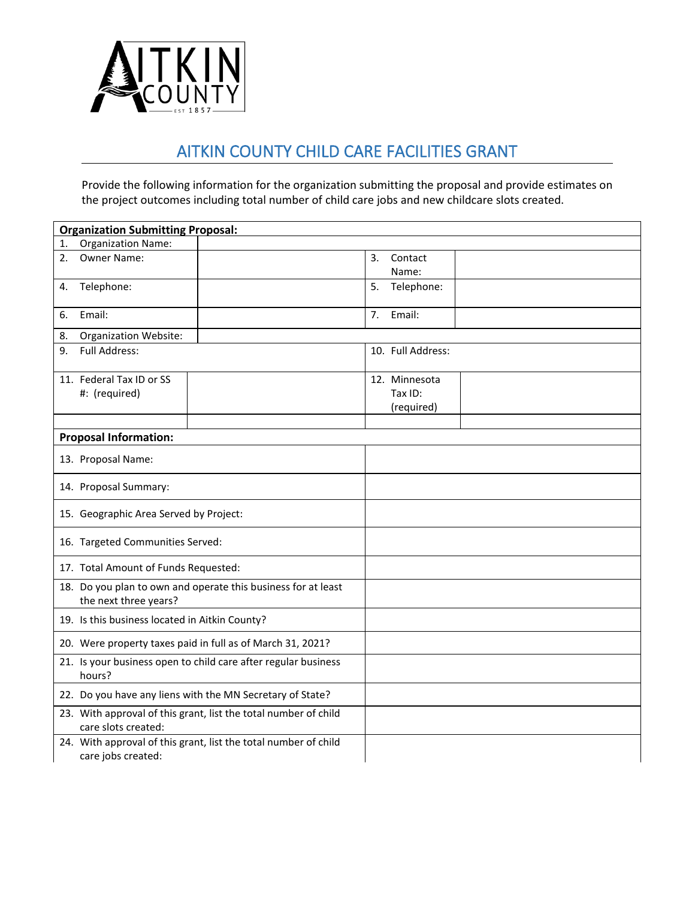# AITKIN COUNTY CHILD CARE FACILITIES GRANT

Provide the following information for the organization submitting the proposal and provide estimates on the project outcomes including total number of child care jobs and new childcare slots created.

| **Organization Submitting Proposal:** | | | |
|---|---|---|---|
| 1. Organization Name: | | | |
| 2. Owner Name: | | 3. Contact Name: | |
| 4. Telephone: | | 5. Telephone: | |
| 6. Email: | | 7. Email: | |
| 8. Organization Website: | | | |
| 9. Full Address: | | 10. Full Address: | |
| 11. Federal Tax ID or SS #: (required) | | 12. Minnesota Tax ID: (required) | |
| | | | |

| **Proposal Information:** | |
|---|---|
| 13. Proposal Name: | |
| 14. Proposal Summary: | |
| 15. Geographic Area Served by Project: | |
| 16. Targeted Communities Served: | |
| 17. Total Amount of Funds Requested: | |
| 18. Do you plan to own and operate this business for at least the next three years? | |
| 19. Is this business located in Aitkin County? | |
| 20. Were property taxes paid in full as of March 31, 2021? | |
| 21. Is your business open to child care after regular business hours? | |
| 22. Do you have any liens with the MN Secretary of State? | |
| 23. With approval of this grant, list the total number of child care slots created: | |
| 24. With approval of this grant, list the total number of child care jobs created: | |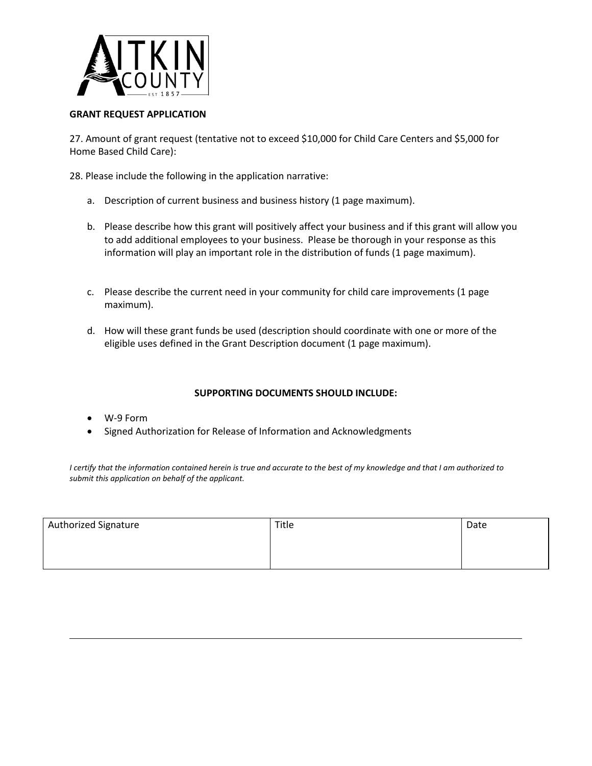**GRANT REQUEST APPLICATION**

27. Amount of grant request (tentative not to exceed $10,000 for Child Care Centers and $5,000 for Home Based Child Care):

28. Please include the following in the application narrative:

   a. Description of current business and business history (1 page maximum).

   b. Please describe how this grant will positively affect your business and if this grant will allow you to add additional employees to your business. Please be thorough in your response as this information will play an important role in the distribution of funds (1 page maximum).

   c. Please describe the current need in your community for child care improvements (1 page maximum).

   d. How will these grant funds be used (description should coordinate with one or more of the eligible uses defined in the Grant Description document (1 page maximum).

**SUPPORTING DOCUMENTS SHOULD INCLUDE:**

- W-9 Form
- Signed Authorization for Release of Information and Acknowledgments

*I certify that the information contained herein is true and accurate to the best of my knowledge and that I am authorized to submit this application on behalf of the applicant.*

| Authorized Signature | Title | Date |
| --- | --- | --- |
| | | |